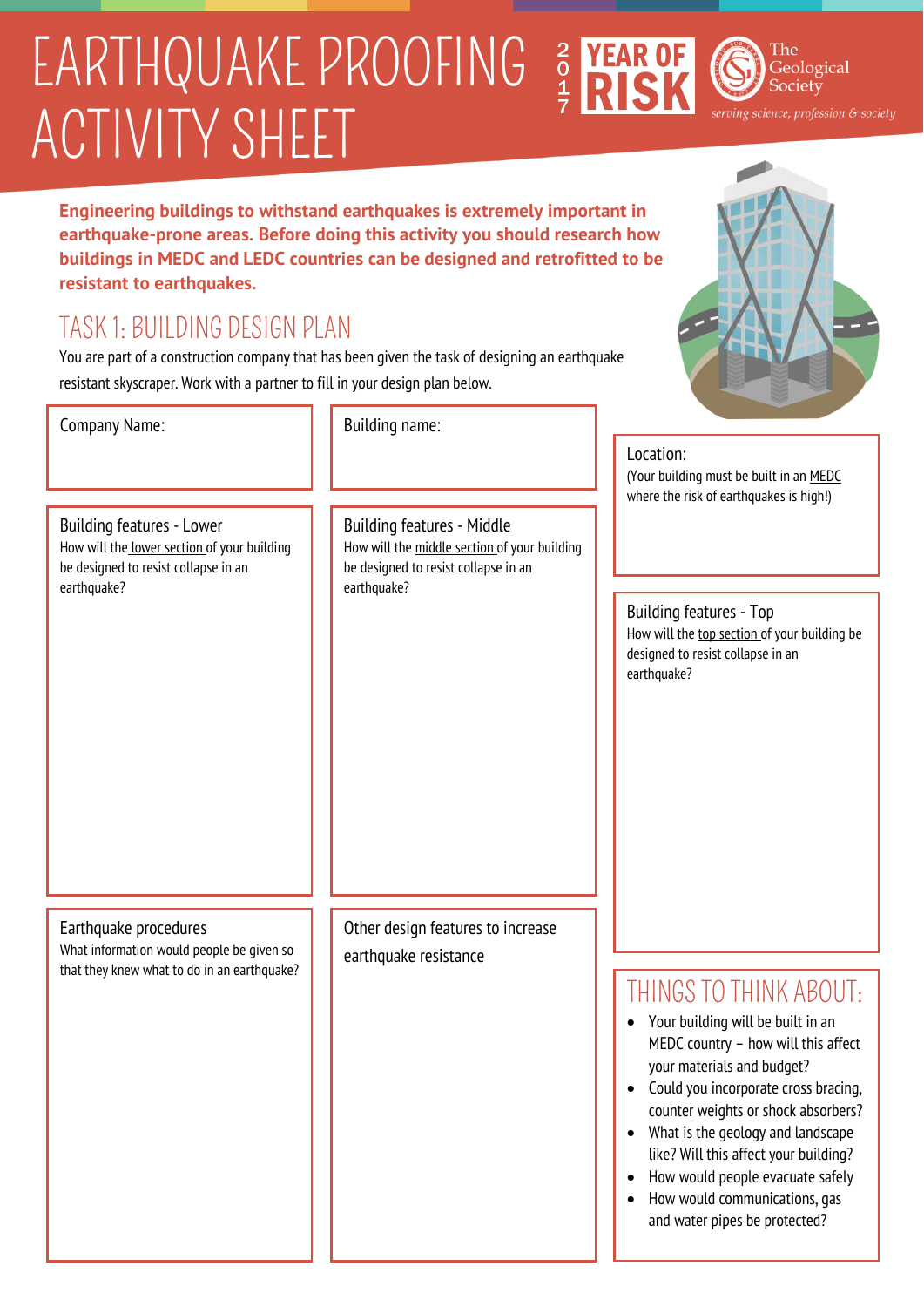# EARTHQUAKE PROOFING ACTIVITY SHEET

2017 YEAR OF RISK

The Geological Society

*serving science, profession & society*

**Engineering buildings to withstand earthquakes is extremely important in earthquake-prone areas. Before doing this activity you should research how buildings in MEDC and LEDC countries can be designed and retrofitted to be resistant to earthquakes.**

## TASK 1: BUILDING DESIGN PLAN

You are part of a construction company that has been given the task of designing an earthquake resistant skyscraper. Work with a partner to fill in your design plan below.

Company Name:

Building name:

Location:
(Your building must be built in an MEDC where the risk of earthquakes is high!)

Building features - Lower
How will the lower section of your building be designed to resist collapse in an earthquake?

Building features - Middle
How will the middle section of your building be designed to resist collapse in an earthquake?

Building features - Top
How will the top section of your building be designed to resist collapse in an earthquake?

Earthquake procedures
What information would people be given so that they knew what to do in an earthquake?

Other design features to increase earthquake resistance

### THINGS TO THINK ABOUT:

- Your building will be built in an MEDC country – how will this affect your materials and budget?
- Could you incorporate cross bracing, counter weights or shock absorbers?
- What is the geology and landscape like? Will this affect your building?
- How would people evacuate safely
- How would communications, gas and water pipes be protected?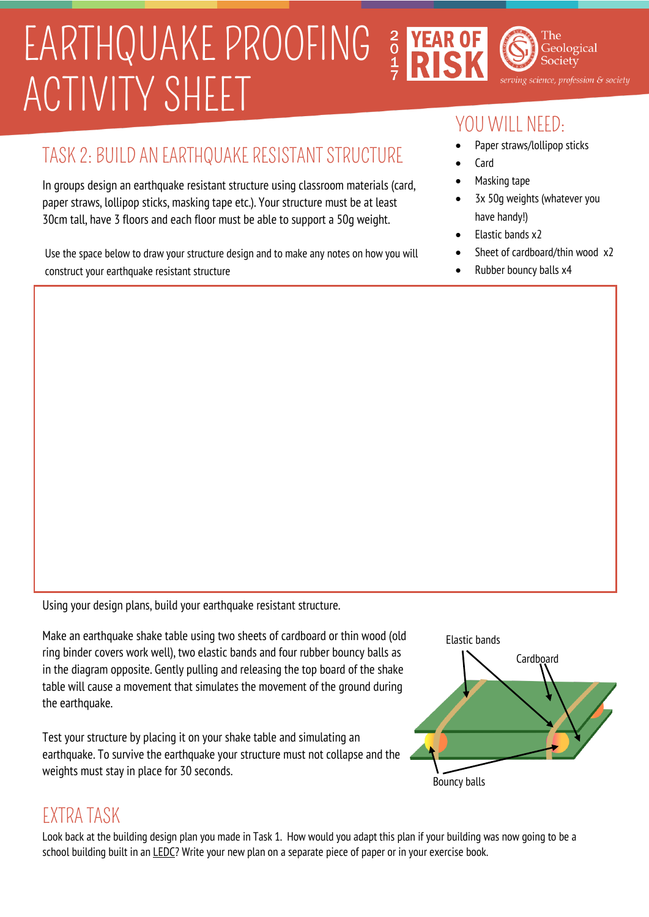# EARTHQUAKE PROOFING ACTIVITY SHEET

2017 YEAR OF RISK

The Geological Society
*serving science, profession & society*

## TASK 2: BUILD AN EARTHQUAKE RESISTANT STRUCTURE

In groups design an earthquake resistant structure using classroom materials (card, paper straws, lollipop sticks, masking tape etc.). Your structure must be at least 30cm tall, have 3 floors and each floor must be able to support a 50g weight.

Use the space below to draw your structure design and to make any notes on how you will construct your earthquake resistant structure

## YOU WILL NEED:

- Paper straws/lollipop sticks
- Card
- Masking tape
- 3x 50g weights (whatever you have handy!)
- Elastic bands x2
- Sheet of cardboard/thin wood x2
- Rubber bouncy balls x4

Using your design plans, build your earthquake resistant structure.

Make an earthquake shake table using two sheets of cardboard or thin wood (old ring binder covers work well), two elastic bands and four rubber bouncy balls as in the diagram opposite. Gently pulling and releasing the top board of the shake table will cause a movement that simulates the movement of the ground during the earthquake.

Test your structure by placing it on your shake table and simulating an earthquake. To survive the earthquake your structure must not collapse and the weights must stay in place for 30 seconds.

Elastic bands

Cardboard

Bouncy balls

## EXTRA TASK

Look back at the building design plan you made in Task 1. How would you adapt this plan if your building was now going to be a school building built in an LEDC? Write your new plan on a separate piece of paper or in your exercise book.